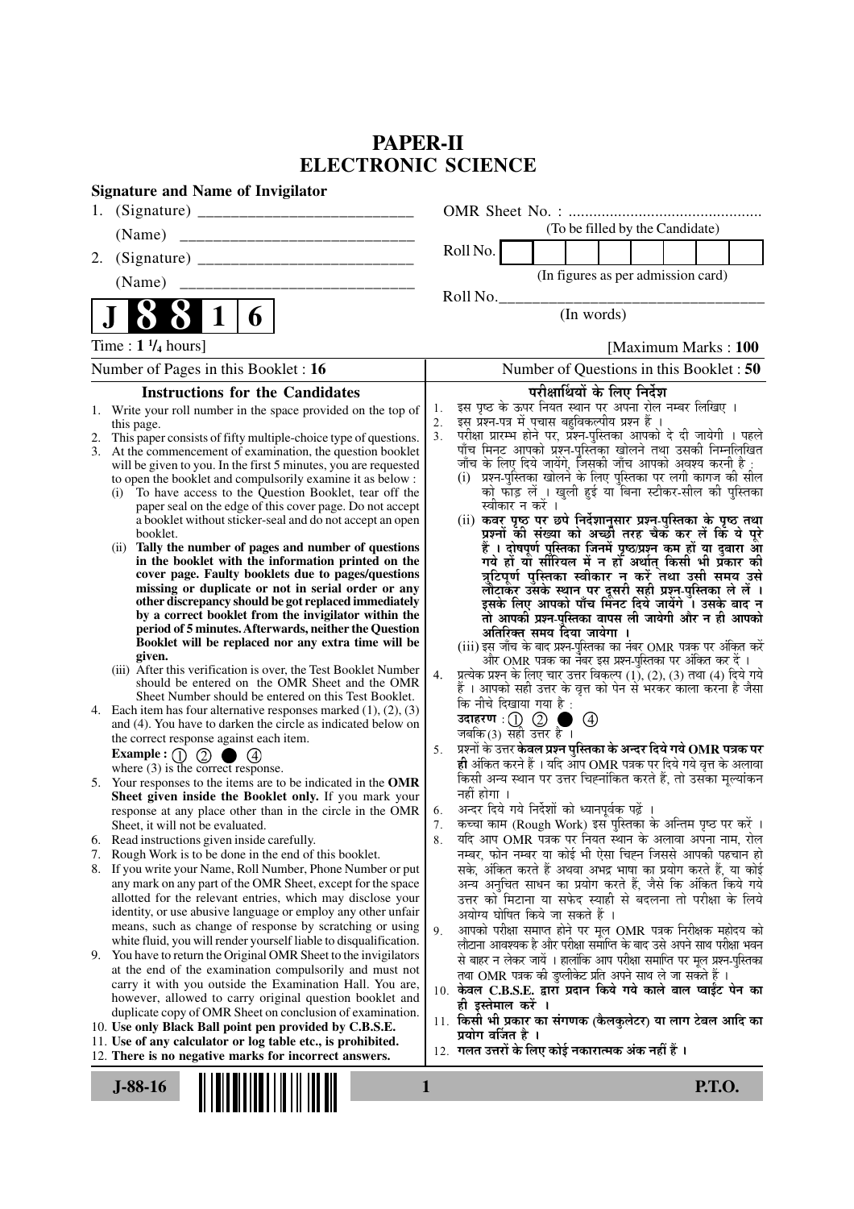# PAPER-II
# ELECTRONIC SCIENCE

**Signature and Name of Invigilator**

1. (Signature) __________________________

   (Name) __________________________

2. (Signature) __________________________

   (Name) __________________________

OMR Sheet No. : ...............................................
(To be filled by the Candidate)

Roll No. | | | | | | | | |
(In figures as per admission card)

Roll No.________________________________
(In words)

**J 8 8 1 6**

Time : **1 ¼ hours**] [Maximum Marks : **100**

Number of Pages in this Booklet : **16**

Number of Questions in this Booklet : **50**

## Instructions for the Candidates

1. Write your roll number in the space provided on the top of this page.
2. This paper consists of fifty multiple-choice type of questions.
3. At the commencement of examination, the question booklet will be given to you. In the first 5 minutes, you are requested to open the booklet and compulsorily examine it as below :
   - (i) To have access to the Question Booklet, tear off the paper seal on the edge of this cover page. Do not accept a booklet without sticker-seal and do not accept an open booklet.
   - (ii) **Tally the number of pages and number of questions in the booklet with the information printed on the cover page. Faulty booklets due to pages/questions missing or duplicate or not in serial order or any other discrepancy should be got replaced immediately by a correct booklet from the invigilator within the period of 5 minutes. Afterwards, neither the Question Booklet will be replaced nor any extra time will be given.**
   - (iii) After this verification is over, the Test Booklet Number should be entered on the OMR Sheet and the OMR Sheet Number should be entered on this Test Booklet.
4. Each item has four alternative responses marked (1), (2), (3) and (4). You have to darken the circle as indicated below on the correct response against each item.

   **Example :** ① ② ● ④
   where (3) is the correct response.
5. Your responses to the items are to be indicated in the **OMR Sheet given inside the Booklet only.** If you mark your response at any place other than in the circle in the OMR Sheet, it will not be evaluated.
6. Read instructions given inside carefully.
7. Rough Work is to be done in the end of this booklet.
8. If you write your Name, Roll Number, Phone Number or put any mark on any part of the OMR Sheet, except for the space allotted for the relevant entries, which may disclose your identity, or use abusive language or employ any other unfair means, such as change of response by scratching or using white fluid, you will render yourself liable to disqualification.
9. You have to return the Original OMR Sheet to the invigilators at the end of the examination compulsorily and must not carry it with you outside the Examination Hall. You are, however, allowed to carry original question booklet and duplicate copy of OMR Sheet on conclusion of examination.
10. **Use only Black Ball point pen provided by C.B.S.E.**
11. **Use of any calculator or log table etc., is prohibited.**
12. **There is no negative marks for incorrect answers.**

## परीक्षार्थियों के लिए निर्देश

1. इस पृष्ठ के ऊपर नियत स्थान पर अपना रोल नम्बर लिखिए ।
2. इस प्रश्न-पत्र में पचास बहुविकल्पीय प्रश्न हैं ।
3. परीक्षा प्रारम्भ होने पर, प्रश्न-पुस्तिका आपको दे दी जायेगी । पहले पाँच मिनट आपको प्रश्न-पुस्तिका खोलने तथा उसकी निम्नलिखित जाँच के लिए दिये जायेंगे, जिसकी जाँच आपको अवश्य करनी है :
   - (i) प्रश्न-पुस्तिका खोलने के लिए पुस्तिका पर लगी कागज की सील को फाड़ लें । खुली हुई या बिना स्टीकर-सील की पुस्तिका स्वीकार न करें ।
   - (ii) **कवर पृष्ठ पर छपे निर्देशानुसार प्रश्न-पुस्तिका के पृष्ठ तथा प्रश्नों की संख्या को अच्छी तरह चैक कर लें कि ये पूरे हैं । दोषपूर्ण पुस्तिका जिनमें पृष्ठ/प्रश्न कम हों या दुबारा आ गये हों या सीरियल में न हों अर्थात् किसी भी प्रकार की त्रुटिपूर्ण पुस्तिका स्वीकार न करें तथा उसी समय उसे लौटाकर उसके स्थान पर दूसरी सही प्रश्न-पुस्तिका ले लें । इसके लिए आपको पाँच मिनट दिये जायेंगे । उसके बाद न तो आपकी प्रश्न-पुस्तिका वापस ली जायेगी और न ही आपको अतिरिक्त समय दिया जायेगा ।**
   - (iii) इस जाँच के बाद प्रश्न-पुस्तिका का नंबर OMR पत्रक पर अंकित करें और OMR पत्रक का नंबर इस प्रश्न-पुस्तिका पर अंकित कर दें ।
4. प्रत्येक प्रश्न के लिए चार उत्तर विकल्प (1), (2), (3) तथा (4) दिये गये हैं । आपको सही उत्तर के वृत्त को पेन से भरकर काला करना है जैसा कि नीचे दिखाया गया है :

   **उदाहरण :** ① ② ● ④
   जबकि (3) सही उत्तर है ।
5. प्रश्नों के उत्तर **केवल प्रश्न पुस्तिका के अन्दर दिये गये OMR पत्रक पर ही** अंकित करने हैं । यदि आप OMR पत्रक पर दिये गये वृत्त के अलावा किसी अन्य स्थान पर उत्तर चिह्नांकित करते हैं, तो उसका मूल्यांकन नहीं होगा ।
6. अन्दर दिये गये निर्देशों को ध्यानपूर्वक पढ़ें ।
7. कच्चा काम (Rough Work) इस पुस्तिका के अन्तिम पृष्ठ पर करें ।
8. यदि आप OMR पत्रक पर नियत स्थान के अलावा अपना नाम, रोल नम्बर, फोन नम्बर या कोई भी ऐसा चिह्न जिससे आपकी पहचान हो सके, अंकित करते हैं अथवा अभद्र भाषा का प्रयोग करते हैं, या कोई अन्य अनुचित साधन का प्रयोग करते हैं, जैसे कि अंकित किये गये उत्तर को मिटाना या सफेद स्याही से बदलना तो परीक्षा के लिये अयोग्य घोषित किये जा सकते हैं ।
9. आपको परीक्षा समाप्त होने पर मूल OMR पत्रक निरीक्षक महोदय को लौटाना आवश्यक है और परीक्षा समाप्ति के बाद उसे अपने साथ परीक्षा भवन से बाहर न लेकर जायें । हालांकि आप परीक्षा समाप्ति पर मूल प्रश्न-पुस्तिका तथा OMR पत्रक की डुप्लीकेट प्रति अपने साथ ले जा सकते हैं ।
10. **केवल C.B.S.E. द्वारा प्रदान किये गये काले बाल प्वाईंट पेन का ही इस्तेमाल करें ।**
11. **किसी भी प्रकार का संगणक (कैलकुलेटर) या लाग टेबल आदि का प्रयोग वर्जित है ।**
12. **गलत उत्तरों के लिए कोई नकारात्मक अंक नहीं हैं ।**

J-88-16

P.T.O.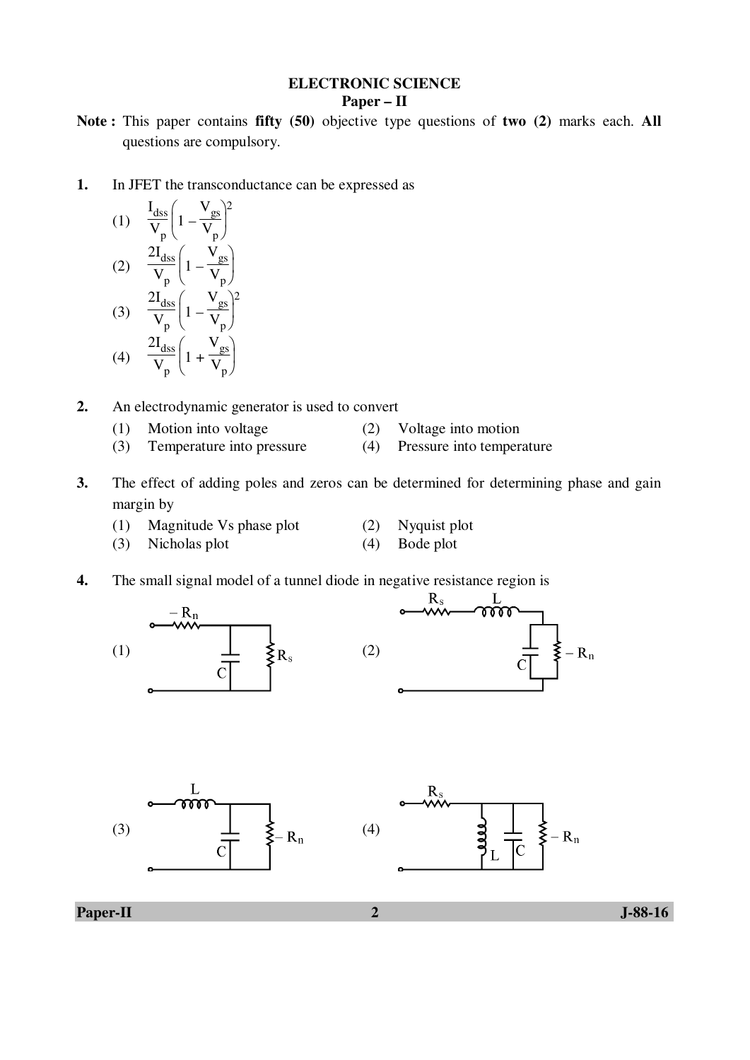## ELECTRONIC SCIENCE

### Paper – II

**Note :** This paper contains **fifty (50)** objective type questions of **two (2)** marks each. **All** questions are compulsory.

**1.** In JFET the transconductance can be expressed as

(1) $\frac{I_{dss}}{V_p}\left(1 - \frac{V_{gs}}{V_p}\right)^2$

(2) $\frac{2I_{dss}}{V_p}\left(1 - \frac{V_{gs}}{V_p}\right)$

(3) $\frac{2I_{dss}}{V_p}\left(1 - \frac{V_{gs}}{V_p}\right)^2$

(4) $\frac{2I_{dss}}{V_p}\left(1 + \frac{V_{gs}}{V_p}\right)$

**2.** An electrodynamic generator is used to convert

(1) Motion into voltage
(2) Voltage into motion
(3) Temperature into pressure
(4) Pressure into temperature

**3.** The effect of adding poles and zeros can be determined for determining phase and gain margin by

(1) Magnitude Vs phase plot
(2) Nyquist plot
(3) Nicholas plot
(4) Bode plot

**4.** The small signal model of a tunnel diode in negative resistance region is

(1) Series $-R_n$ followed by shunt C in parallel with $R_s$
(2) Series $R_s$ and L followed by C in parallel with $-R_n$
(3) Series L followed by shunt C in parallel with $-R_n$
(4) Series $R_s$ followed by L, C and $-R_n$ in parallel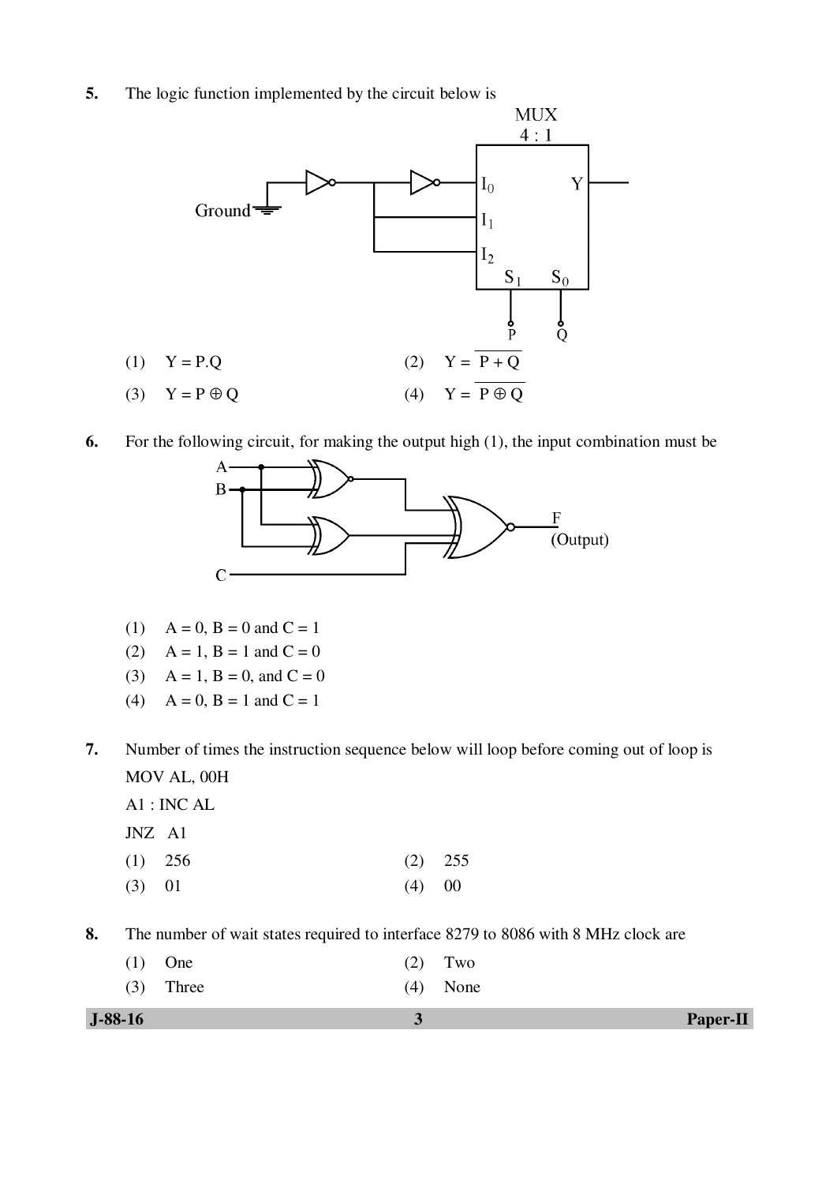**5.** The logic function implemented by the circuit below is

(1) $Y = P.Q$  (2) $Y = \overline{P + Q}$

(3) $Y = P \oplus Q$  (4) $Y = \overline{P \oplus Q}$

**6.** For the following circuit, for making the output high (1), the input combination must be

(1) A = 0, B = 0 and C = 1

(2) A = 1, B = 1 and C = 0

(3) A = 1, B = 0, and C = 0

(4) A = 0, B = 1 and C = 1

**7.** Number of times the instruction sequence below will loop before coming out of loop is

```
MOV AL, 00H
A1 : INC AL
JNZ  A1
```

(1) 256  (2) 255

(3) 01  (4) 00

**8.** The number of wait states required to interface 8279 to 8086 with 8 MHz clock are

(1) One  (2) Two

(3) Three  (4) None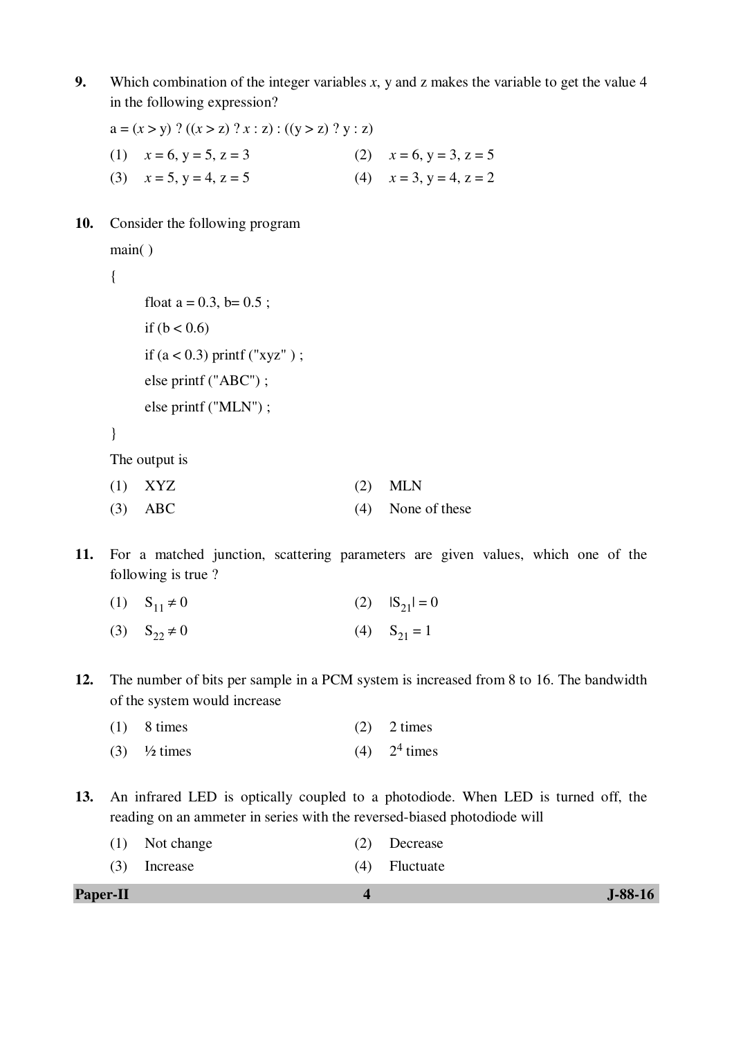9. Which combination of the integer variables *x*, y and z makes the variable to get the value 4 in the following expression?

a = (*x* > y) ? ((*x* > z) ? *x* : z) : ((y > z) ? y : z)

(1) *x* = 6, y = 5, z = 3 (2) *x* = 6, y = 3, z = 5

(3) *x* = 5, y = 4, z = 5 (4) *x* = 3, y = 4, z = 2

10. Consider the following program

```
main( )
{
    float a = 0.3, b= 0.5 ;
    if (b < 0.6)
    if (a < 0.3) printf ("xyz" ) ;
    else printf ("ABC") ;
    else printf ("MLN") ;
}
```

The output is

(1) XYZ (2) MLN

(3) ABC (4) None of these

11. For a matched junction, scattering parameters are given values, which one of the following is true ?

(1) $S_{11} \neq 0$ (2) $|S_{21}| = 0$

(3) $S_{22} \neq 0$ (4) $S_{21} = 1$

12. The number of bits per sample in a PCM system is increased from 8 to 16. The bandwidth of the system would increase

(1) 8 times (2) 2 times

(3) ½ times (4) $2^4$ times

13. An infrared LED is optically coupled to a photodiode. When LED is turned off, the reading on an ammeter in series with the reversed-biased photodiode will

(1) Not change (2) Decrease

(3) Increase (4) Fluctuate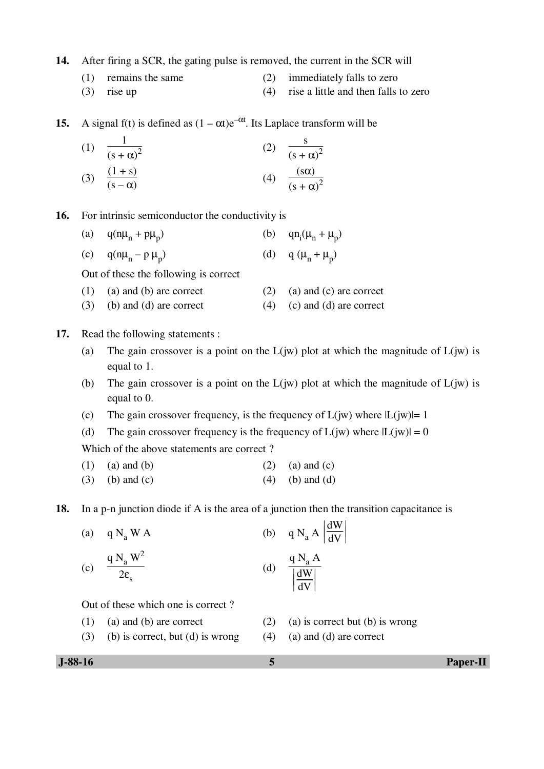**14.** After firing a SCR, the gating pulse is removed, the current in the SCR will

(1) remains the same

(2) immediately falls to zero

(3) rise up

(4) rise a little and then falls to zero

**15.** A signal f(t) is defined as $(1 - \alpha t)e^{-\alpha t}$. Its Laplace transform will be

(1) $\dfrac{1}{(s + \alpha)^2}$

(2) $\dfrac{s}{(s + \alpha)^2}$

(3) $\dfrac{(1 + s)}{(s - \alpha)}$

(4) $\dfrac{(s\alpha)}{(s + \alpha)^2}$

**16.** For intrinsic semiconductor the conductivity is

(a) $q(n\mu_n + p\mu_p)$

(b) $qn_i(\mu_n + \mu_p)$

(c) $q(n\mu_n - p\,\mu_p)$

(d) $q\,(\mu_n + \mu_p)$

Out of these the following is correct

(1) (a) and (b) are correct

(2) (a) and (c) are correct

(3) (b) and (d) are correct

(4) (c) and (d) are correct

**17.** Read the following statements :

(a) The gain crossover is a point on the L(jw) plot at which the magnitude of L(jw) is equal to 1.

(b) The gain crossover is a point on the L(jw) plot at which the magnitude of L(jw) is equal to 0.

(c) The gain crossover frequency, is the frequency of L(jw) where $|L(jw)| = 1$

(d) The gain crossover frequency is the frequency of L(jw) where $|L(jw)| = 0$

Which of the above statements are correct ?

(1) (a) and (b)

(2) (a) and (c)

(3) (b) and (c)

(4) (b) and (d)

**18.** In a p-n junction diode if A is the area of a junction then the transition capacitance is

(a) $q\,N_a\,W\,A$

(b) $q\,N_a\,A\left|\dfrac{dW}{dV}\right|$

(c) $\dfrac{q\,N_a\,W^2}{2\varepsilon_s}$

(d) $\dfrac{q\,N_a\,A}{\left|\dfrac{dW}{dV}\right|}$

Out of these which one is correct ?

(1) (a) and (b) are correct

(2) (a) is correct but (b) is wrong

(3) (b) is correct, but (d) is wrong

(4) (a) and (d) are correct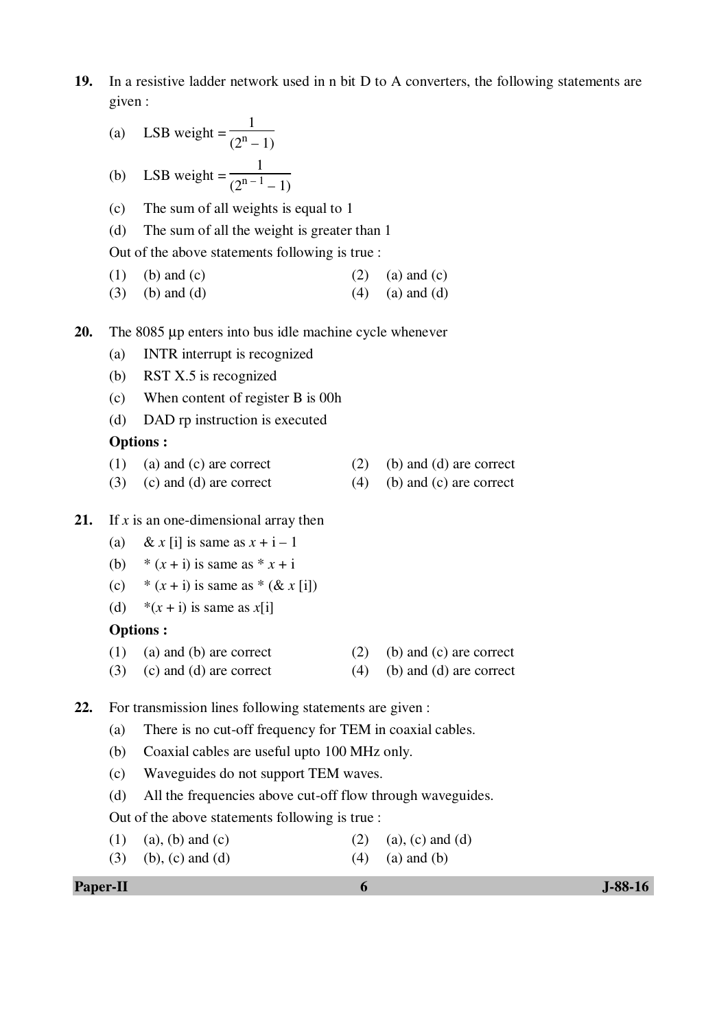**19.** In a resistive ladder network used in n bit D to A converters, the following statements are given :

(a) LSB weight = $\frac{1}{(2^n - 1)}$

(b) LSB weight = $\frac{1}{(2^{n-1} - 1)}$

(c) The sum of all weights is equal to 1

(d) The sum of all the weight is greater than 1

Out of the above statements following is true :

(1) (b) and (c)
(2) (a) and (c)
(3) (b) and (d)
(4) (a) and (d)

**20.** The 8085 μp enters into bus idle machine cycle whenever

(a) INTR interrupt is recognized

(b) RST X.5 is recognized

(c) When content of register B is 00h

(d) DAD rp instruction is executed

**Options :**

(1) (a) and (c) are correct
(2) (b) and (d) are correct
(3) (c) and (d) are correct
(4) (b) and (c) are correct

**21.** If $x$ is an one-dimensional array then

(a) & $x$ [i] is same as $x$ + i – 1

(b) * ($x$ + i) is same as * $x$ + i

(c) * ($x$ + i) is same as * (& $x$ [i])

(d) *($x$ + i) is same as $x$[i]

**Options :**

(1) (a) and (b) are correct
(2) (b) and (c) are correct
(3) (c) and (d) are correct
(4) (b) and (d) are correct

**22.** For transmission lines following statements are given :

(a) There is no cut-off frequency for TEM in coaxial cables.

(b) Coaxial cables are useful upto 100 MHz only.

(c) Waveguides do not support TEM waves.

(d) All the frequencies above cut-off flow through waveguides.

Out of the above statements following is true :

(1) (a), (b) and (c)
(2) (a), (c) and (d)
(3) (b), (c) and (d)
(4) (a) and (b)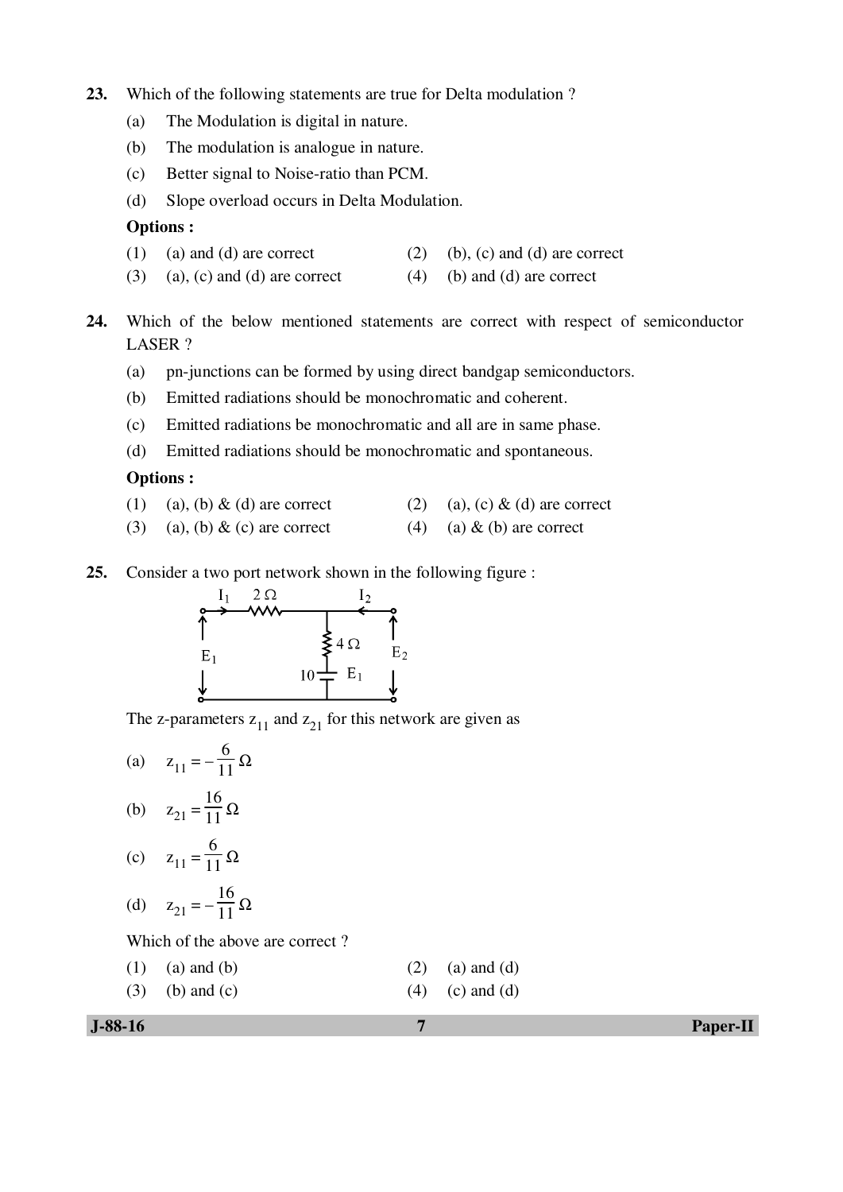**23.** Which of the following statements are true for Delta modulation ?

(a) The Modulation is digital in nature.

(b) The modulation is analogue in nature.

(c) Better signal to Noise-ratio than PCM.

(d) Slope overload occurs in Delta Modulation.

**Options :**

(1) (a) and (d) are correct

(2) (b), (c) and (d) are correct

(3) (a), (c) and (d) are correct

(4) (b) and (d) are correct

**24.** Which of the below mentioned statements are correct with respect of semiconductor LASER ?

(a) pn-junctions can be formed by using direct bandgap semiconductors.

(b) Emitted radiations should be monochromatic and coherent.

(c) Emitted radiations be monochromatic and all are in same phase.

(d) Emitted radiations should be monochromatic and spontaneous.

**Options :**

(1) (a), (b) & (d) are correct

(2) (a), (c) & (d) are correct

(3) (a), (b) & (c) are correct

(4) (a) & (b) are correct

**25.** Consider a two port network shown in the following figure :

[Figure: two-port network with $I_1$ entering through a $2\ \Omega$ series resistor from port 1 ($E_1$); shunt branch of $4\ \Omega$ in series with a dependent source $10\ E_1$; $I_2$ entering port 2 ($E_2$)]

The z-parameters $z_{11}$ and $z_{21}$ for this network are given as

(a) $z_{11} = -\frac{6}{11}\ \Omega$

(b) $z_{21} = \frac{16}{11}\ \Omega$

(c) $z_{11} = \frac{6}{11}\ \Omega$

(d) $z_{21} = -\frac{16}{11}\ \Omega$

Which of the above are correct ?

(1) (a) and (b)

(2) (a) and (d)

(3) (b) and (c)

(4) (c) and (d)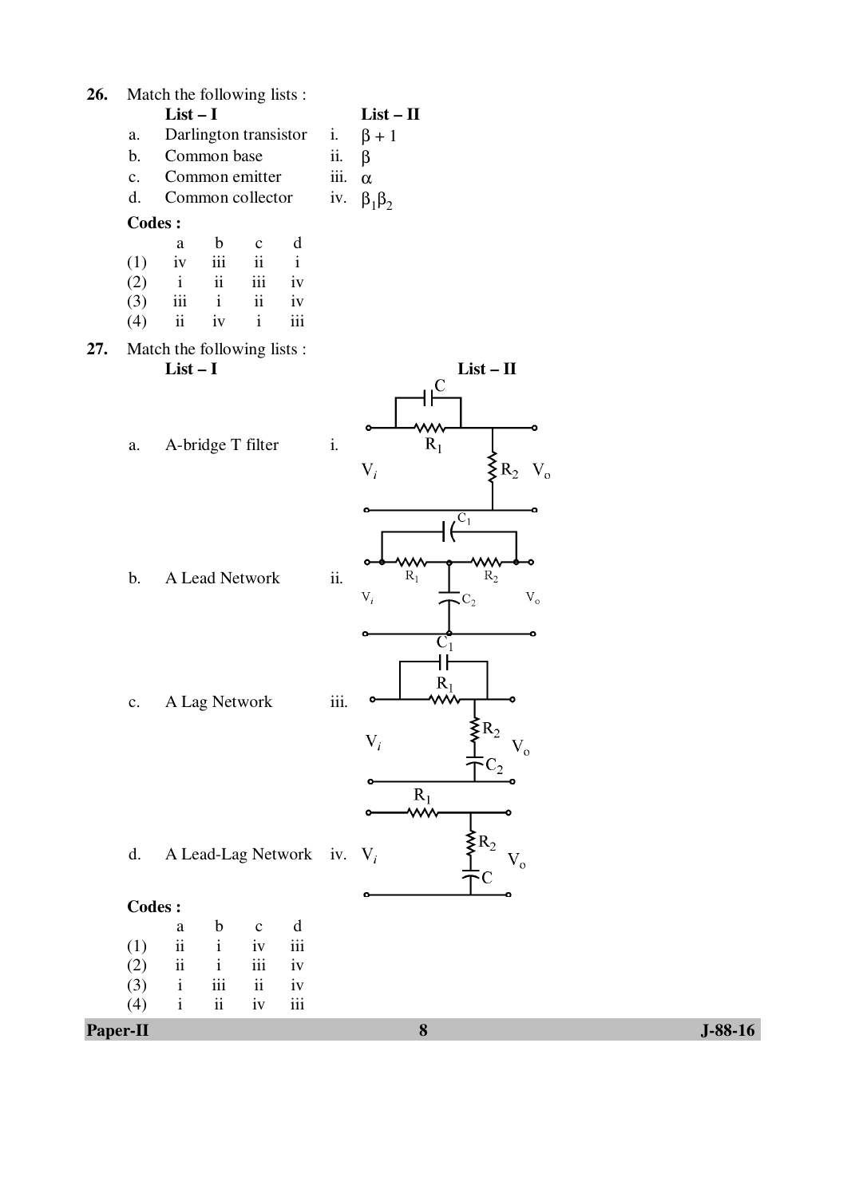**26.** Match the following lists :

| | List – I | | List – II |
|---|---|---|---|
| a. | Darlington transistor | i. | $\beta + 1$ |
| b. | Common base | ii. | $\beta$ |
| c. | Common emitter | iii. | $\alpha$ |
| d. | Common collector | iv. | $\beta_1\beta_2$ |

**Codes :**

| | a | b | c | d |
|---|---|---|---|---|
| (1) | iv | iii | ii | i |
| (2) | i | ii | iii | iv |
| (3) | iii | i | ii | iv |
| (4) | ii | iv | i | iii |

**27.** Match the following lists :

| | List – I | | List – II |
|---|---|---|---|
| a. | A-bridge T filter | i. | Circuit: C in parallel with $R_1$ (series arm), $R_2$ shunt; $V_i$, $V_o$ |
| b. | A Lead Network | ii. | Circuit: $R_1$ and $R_2$ in series arm with $C_1$ bridging them, $C_2$ shunt from midpoint; $V_i$, $V_o$ |
| c. | A Lag Network | iii. | Circuit: $C_1$ in parallel with $R_1$ (series arm), $R_2$ and $C_2$ in series shunt; $V_i$, $V_o$ |
| d. | A Lead-Lag Network | iv. | Circuit: $R_1$ series arm, $R_2$ and C in series shunt; $V_i$, $V_o$ |

**Codes :**

| | a | b | c | d |
|---|---|---|---|---|
| (1) | ii | i | iv | iii |
| (2) | ii | i | iii | iv |
| (3) | i | iii | ii | iv |
| (4) | i | ii | iv | iii |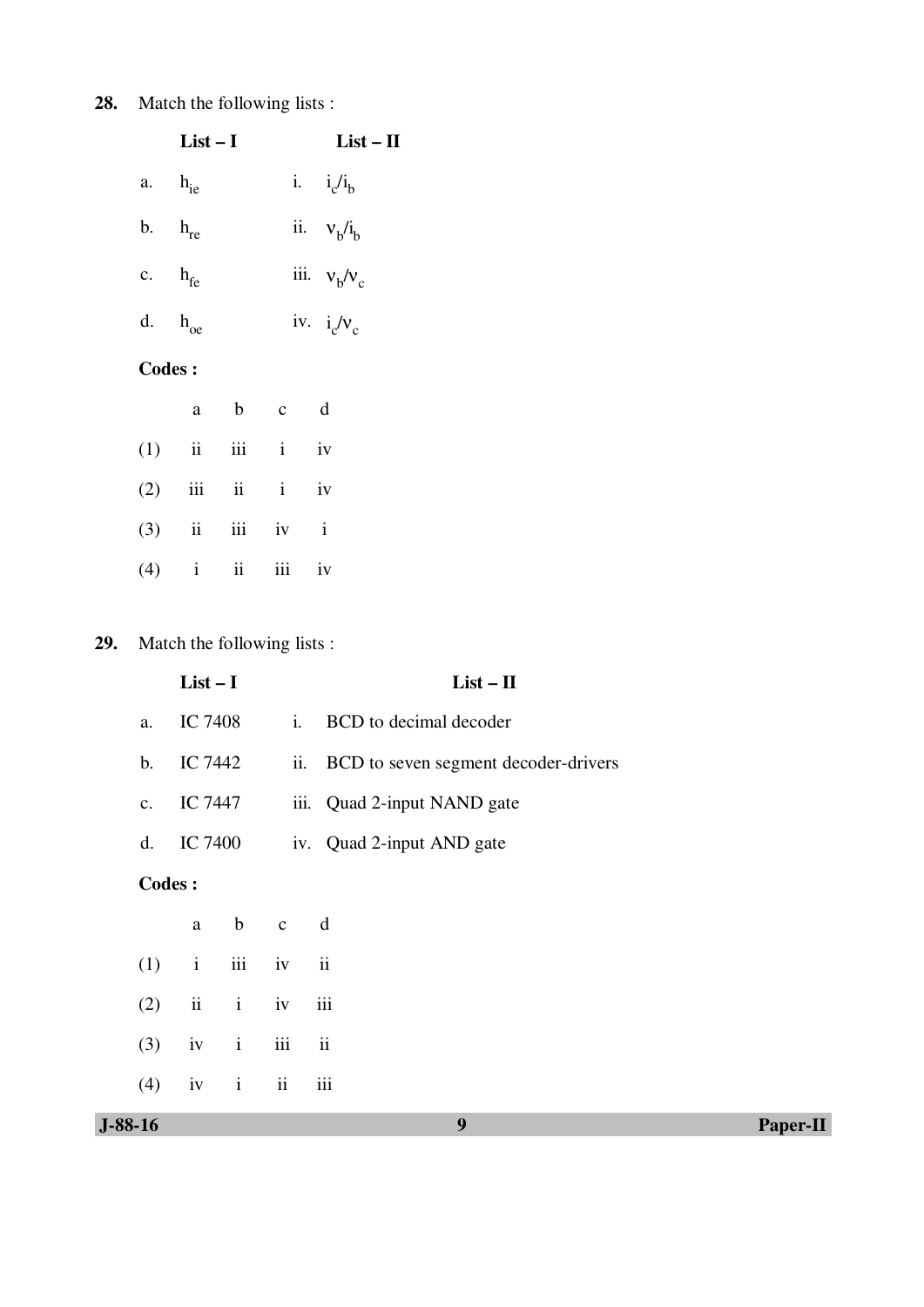**28.** Match the following lists :

| | List – I | | List – II |
|---|---|---|---|
| a. | $h_{ie}$ | i. | $i_c/i_b$ |
| b. | $h_{re}$ | ii. | $v_b/i_b$ |
| c. | $h_{fe}$ | iii. | $v_b/v_c$ |
| d. | $h_{oe}$ | iv. | $i_c/v_c$ |

**Codes :**

| | a | b | c | d |
|---|---|---|---|---|
| (1) | ii | iii | i | iv |
| (2) | iii | ii | i | iv |
| (3) | ii | iii | iv | i |
| (4) | i | ii | iii | iv |

**29.** Match the following lists :

| | List – I | | List – II |
|---|---|---|---|
| a. | IC 7408 | i. | BCD to decimal decoder |
| b. | IC 7442 | ii. | BCD to seven segment decoder-drivers |
| c. | IC 7447 | iii. | Quad 2-input NAND gate |
| d. | IC 7400 | iv. | Quad 2-input AND gate |

**Codes :**

| | a | b | c | d |
|---|---|---|---|---|
| (1) | i | iii | iv | ii |
| (2) | ii | i | iv | iii |
| (3) | iv | i | iii | ii |
| (4) | iv | i | ii | iii |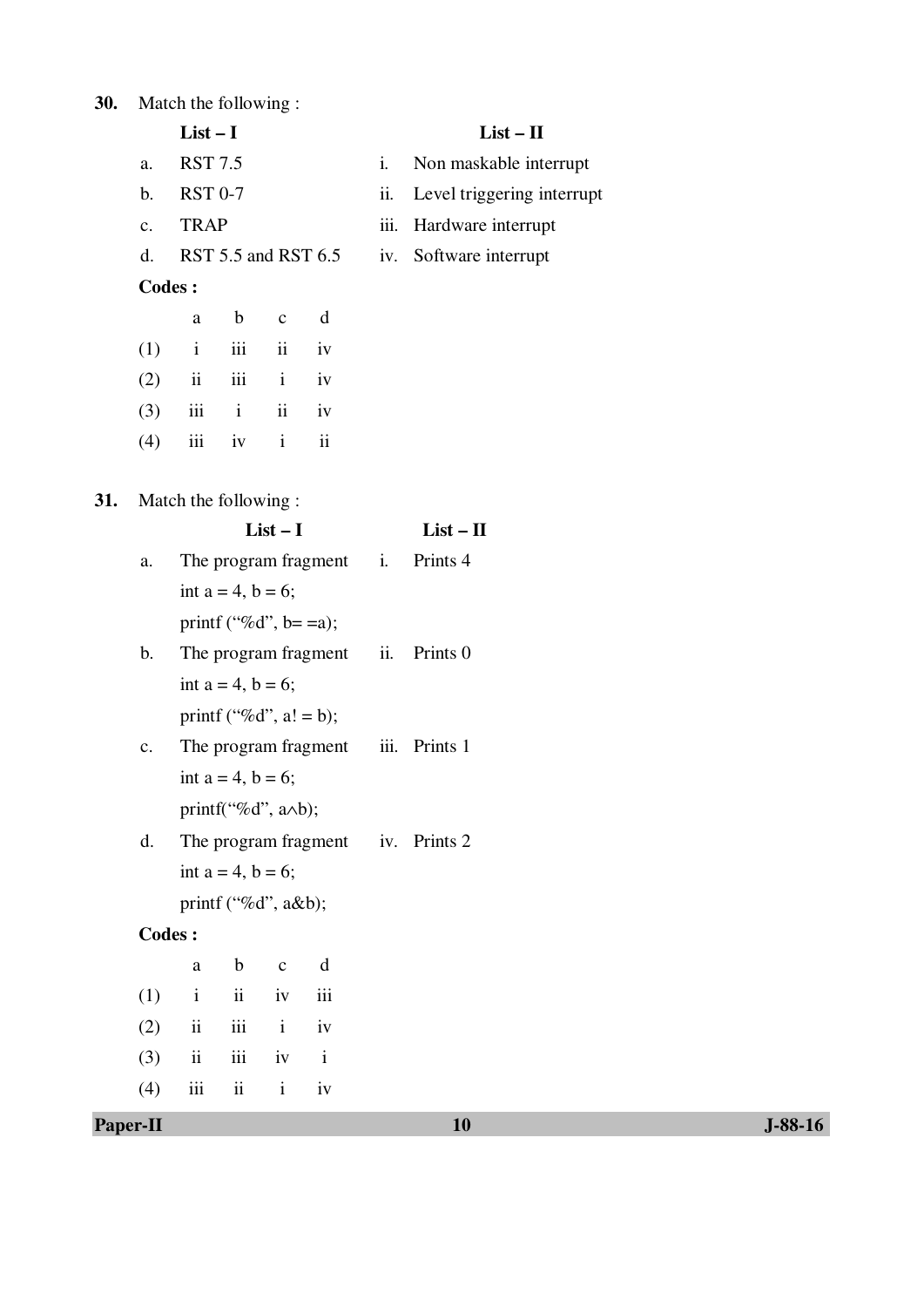**30.** Match the following :

| | List – I | | List – II |
|---|---|---|---|
| a. | RST 7.5 | i. | Non maskable interrupt |
| b. | RST 0-7 | ii. | Level triggering interrupt |
| c. | TRAP | iii. | Hardware interrupt |
| d. | RST 5.5 and RST 6.5 | iv. | Software interrupt |

**Codes :**

| | a | b | c | d |
|---|---|---|---|---|
| (1) | i | iii | ii | iv |
| (2) | ii | iii | i | iv |
| (3) | iii | i | ii | iv |
| (4) | iii | iv | i | ii |

**31.** Match the following :

| | List – I | | List – II |
|---|---|---|---|
| a. | The program fragment<br>int a = 4, b = 6;<br>printf (“%d”, b= =a); | i. | Prints 4 |
| b. | The program fragment<br>int a = 4, b = 6;<br>printf (“%d”, a! = b); | ii. | Prints 0 |
| c. | The program fragment<br>int a = 4, b = 6;<br>printf(“%d”, a∧b); | iii. | Prints 1 |
| d. | The program fragment<br>int a = 4, b = 6;<br>printf (“%d”, a&b); | iv. | Prints 2 |

**Codes :**

| | a | b | c | d |
|---|---|---|---|---|
| (1) | i | ii | iv | iii |
| (2) | ii | iii | i | iv |
| (3) | ii | iii | iv | i |
| (4) | iii | ii | i | iv |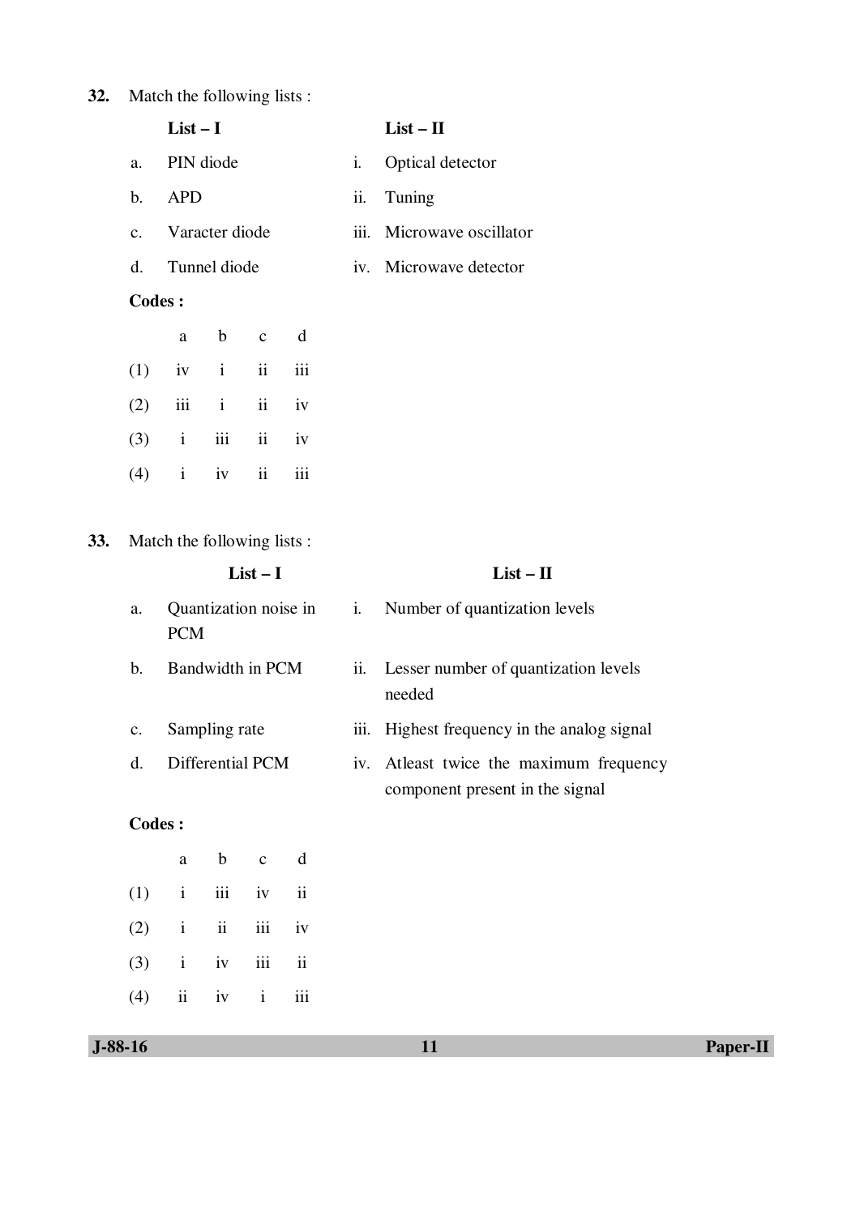**32.** Match the following lists :

| | List – I | | List – II |
|---|---|---|---|
| a. | PIN diode | i. | Optical detector |
| b. | APD | ii. | Tuning |
| c. | Varacter diode | iii. | Microwave oscillator |
| d. | Tunnel diode | iv. | Microwave detector |

**Codes :**

| | a | b | c | d |
|---|---|---|---|---|
| (1) | iv | i | ii | iii |
| (2) | iii | i | ii | iv |
| (3) | i | iii | ii | iv |
| (4) | i | iv | ii | iii |

**33.** Match the following lists :

| | List – I | | List – II |
|---|---|---|---|
| a. | Quantization noise in PCM | i. | Number of quantization levels |
| b. | Bandwidth in PCM | ii. | Lesser number of quantization levels needed |
| c. | Sampling rate | iii. | Highest frequency in the analog signal |
| d. | Differential PCM | iv. | Atleast twice the maximum frequency component present in the signal |

**Codes :**

| | a | b | c | d |
|---|---|---|---|---|
| (1) | i | iii | iv | ii |
| (2) | i | ii | iii | iv |
| (3) | i | iv | iii | ii |
| (4) | ii | iv | i | iii |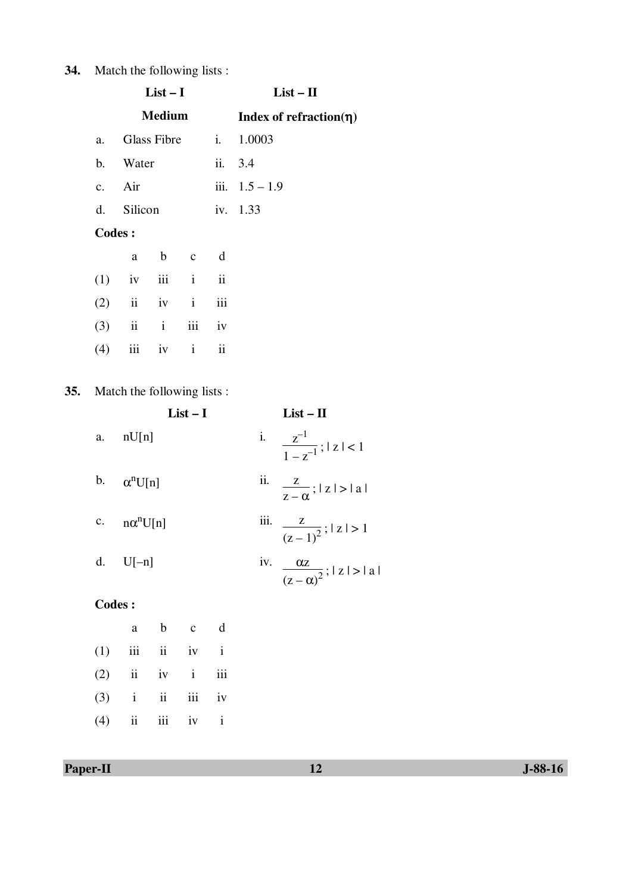**34.** Match the following lists :

| | **List – I** | | **List – II** |
|---|---|---|---|
| | **Medium** | | **Index of refraction($\eta$)** |
| a. | Glass Fibre | i. | 1.0003 |
| b. | Water | ii. | 3.4 |
| c. | Air | iii. | 1.5 – 1.9 |
| d. | Silicon | iv. | 1.33 |

**Codes :**

| | a | b | c | d |
|---|---|---|---|---|
| (1) | iv | iii | i | ii |
| (2) | ii | iv | i | iii |
| (3) | ii | i | iii | iv |
| (4) | iii | iv | i | ii |

**35.** Match the following lists :

| | **List – I** | | **List – II** |
|---|---|---|---|
| a. | $nU[n]$ | i. | $\frac{z^{-1}}{1 - z^{-1}}$ ; $\lvert z \rvert < 1$ |
| b. | $\alpha^n U[n]$ | ii. | $\frac{z}{z - \alpha}$ ; $\lvert z \rvert > \lvert a \rvert$ |
| c. | $n\alpha^n U[n]$ | iii. | $\frac{z}{(z - 1)^2}$ ; $\lvert z \rvert > 1$ |
| d. | $U[-n]$ | iv. | $\frac{\alpha z}{(z - \alpha)^2}$ ; $\lvert z \rvert > \lvert a \rvert$ |

**Codes :**

| | a | b | c | d |
|---|---|---|---|---|
| (1) | iii | ii | iv | i |
| (2) | ii | iv | i | iii |
| (3) | i | ii | iii | iv |
| (4) | ii | iii | iv | i |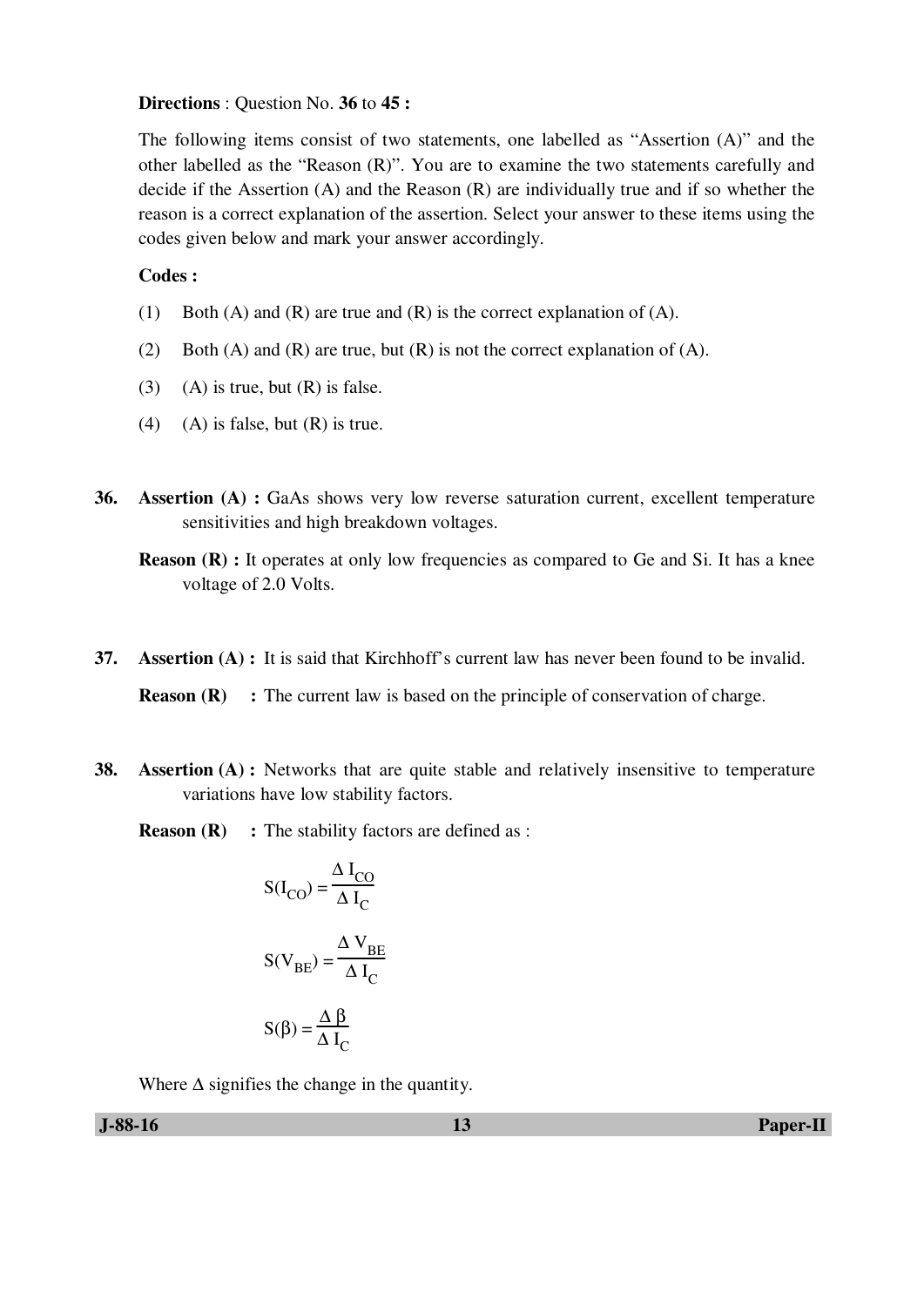**Directions** : Question No. **36** to **45 :**

The following items consist of two statements, one labelled as "Assertion (A)" and the other labelled as the "Reason (R)". You are to examine the two statements carefully and decide if the Assertion (A) and the Reason (R) are individually true and if so whether the reason is a correct explanation of the assertion. Select your answer to these items using the codes given below and mark your answer accordingly.

**Codes :**

(1) Both (A) and (R) are true and (R) is the correct explanation of (A).

(2) Both (A) and (R) are true, but (R) is not the correct explanation of (A).

(3) (A) is true, but (R) is false.

(4) (A) is false, but (R) is true.

**36.** **Assertion (A) :** GaAs shows very low reverse saturation current, excellent temperature sensitivities and high breakdown voltages.

**Reason (R) :** It operates at only low frequencies as compared to Ge and Si. It has a knee voltage of 2.0 Volts.

**37.** **Assertion (A) :** It is said that Kirchhoff's current law has never been found to be invalid.

**Reason (R) :** The current law is based on the principle of conservation of charge.

**38.** **Assertion (A) :** Networks that are quite stable and relatively insensitive to temperature variations have low stability factors.

**Reason (R) :** The stability factors are defined as :

$$S(I_{CO}) = \frac{\Delta I_{CO}}{\Delta I_C}$$

$$S(V_{BE}) = \frac{\Delta V_{BE}}{\Delta I_C}$$

$$S(\beta) = \frac{\Delta \beta}{\Delta I_C}$$

Where $\Delta$ signifies the change in the quantity.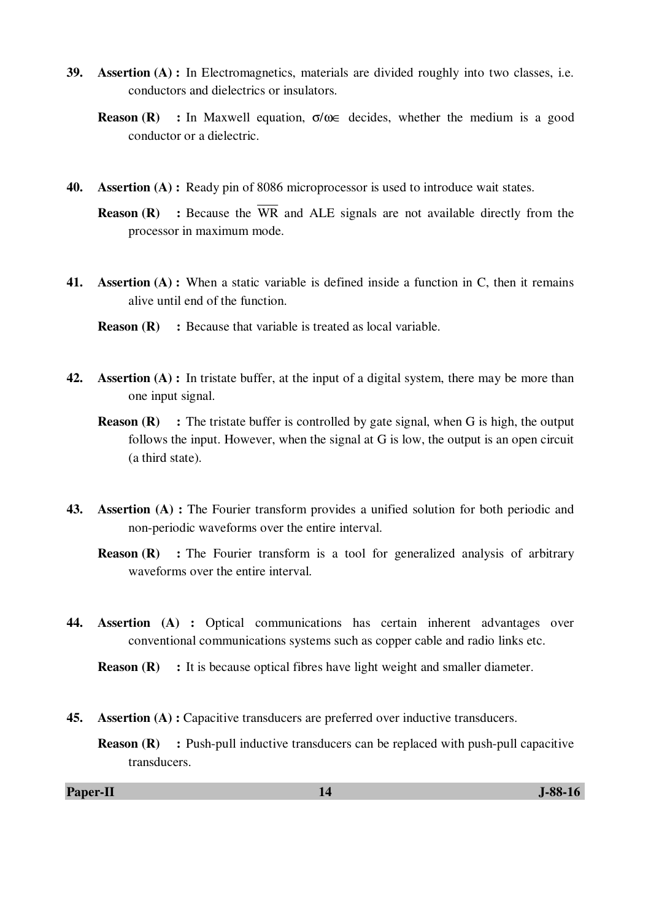39. **Assertion (A) :** In Electromagnetics, materials are divided roughly into two classes, i.e. conductors and dielectrics or insulators.

    **Reason (R) :** In Maxwell equation, $\sigma/\omega\in$ decides, whether the medium is a good conductor or a dielectric.

40. **Assertion (A) :** Ready pin of 8086 microprocessor is used to introduce wait states.

    **Reason (R) :** Because the $\overline{WR}$ and ALE signals are not available directly from the processor in maximum mode.

41. **Assertion (A) :** When a static variable is defined inside a function in C, then it remains alive until end of the function.

    **Reason (R) :** Because that variable is treated as local variable.

42. **Assertion (A) :** In tristate buffer, at the input of a digital system, there may be more than one input signal.

    **Reason (R) :** The tristate buffer is controlled by gate signal, when G is high, the output follows the input. However, when the signal at G is low, the output is an open circuit (a third state).

43. **Assertion (A) :** The Fourier transform provides a unified solution for both periodic and non-periodic waveforms over the entire interval.

    **Reason (R) :** The Fourier transform is a tool for generalized analysis of arbitrary waveforms over the entire interval.

44. **Assertion (A) :** Optical communications has certain inherent advantages over conventional communications systems such as copper cable and radio links etc.

    **Reason (R) :** It is because optical fibres have light weight and smaller diameter.

45. **Assertion (A) :** Capacitive transducers are preferred over inductive transducers.

    **Reason (R) :** Push-pull inductive transducers can be replaced with push-pull capacitive transducers.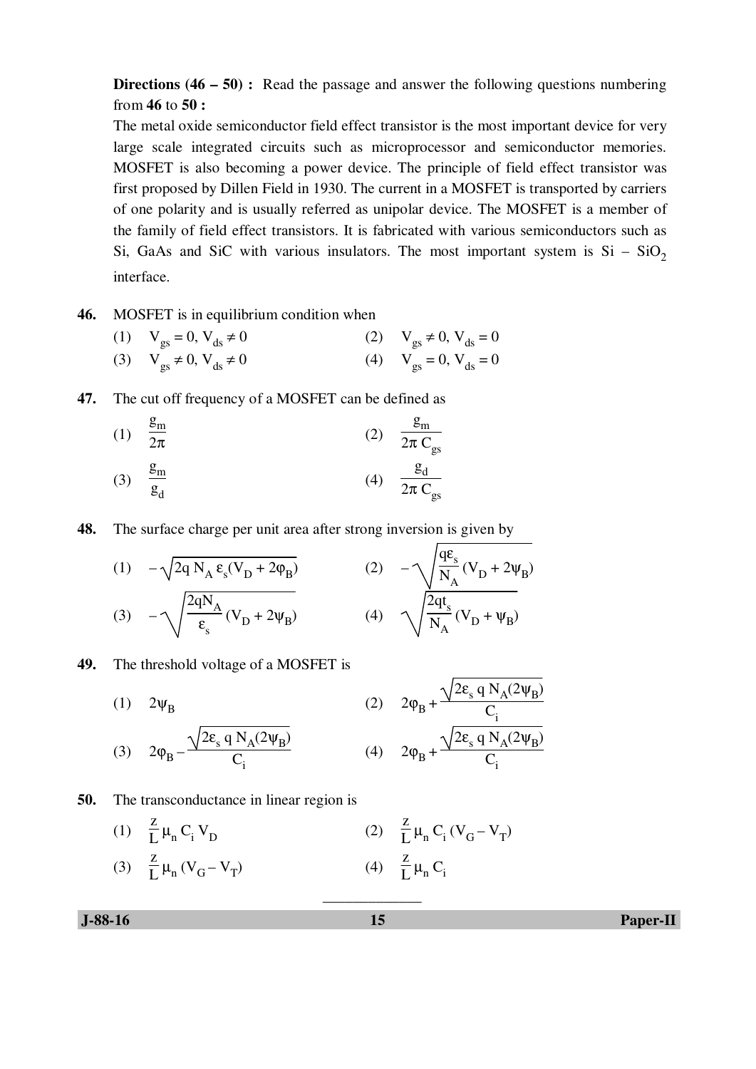**Directions (46 – 50) :** Read the passage and answer the following questions numbering from **46** to **50 :**

The metal oxide semiconductor field effect transistor is the most important device for very large scale integrated circuits such as microprocessor and semiconductor memories. MOSFET is also becoming a power device. The principle of field effect transistor was first proposed by Dillen Field in 1930. The current in a MOSFET is transported by carriers of one polarity and is usually referred as unipolar device. The MOSFET is a member of the family of field effect transistors. It is fabricated with various semiconductors such as Si, GaAs and SiC with various insulators. The most important system is Si – $SiO_2$ interface.

**46.** MOSFET is in equilibrium condition when

(1) $V_{gs} = 0, V_{ds} \neq 0$

(2) $V_{gs} \neq 0, V_{ds} = 0$

(3) $V_{gs} \neq 0, V_{ds} \neq 0$

(4) $V_{gs} = 0, V_{ds} = 0$

**47.** The cut off frequency of a MOSFET can be defined as

(1) $\frac{g_m}{2\pi}$

(2) $\frac{g_m}{2\pi C_{gs}}$

(3) $\frac{g_m}{g_d}$

(4) $\frac{g_d}{2\pi C_{gs}}$

**48.** The surface charge per unit area after strong inversion is given by

(1) $-\sqrt{2q N_A \varepsilon_s (V_D + 2\varphi_B)}$

(2) $-\sqrt{\frac{q\varepsilon_s}{N_A}(V_D + 2\psi_B)}$

(3) $-\sqrt{\frac{2qN_A}{\varepsilon_s}(V_D + 2\psi_B)}$

(4) $\sqrt{\frac{2qt_s}{N_A}(V_D + \psi_B)}$

**49.** The threshold voltage of a MOSFET is

(1) $2\psi_B$

(2) $2\varphi_B + \frac{\sqrt{2\varepsilon_s q N_A (2\psi_B)}}{C_i}$

(3) $2\varphi_B - \frac{\sqrt{2\varepsilon_s q N_A (2\psi_B)}}{C_i}$

(4) $2\varphi_B + \frac{\sqrt{2\varepsilon_s q N_A (2\psi_B)}}{C_i}$

**50.** The transconductance in linear region is

(1) $\frac{z}{L}\mu_n C_i V_D$

(2) $\frac{z}{L}\mu_n C_i (V_G - V_T)$

(3) $\frac{z}{L}\mu_n (V_G - V_T)$

(4) $\frac{z}{L}\mu_n C_i$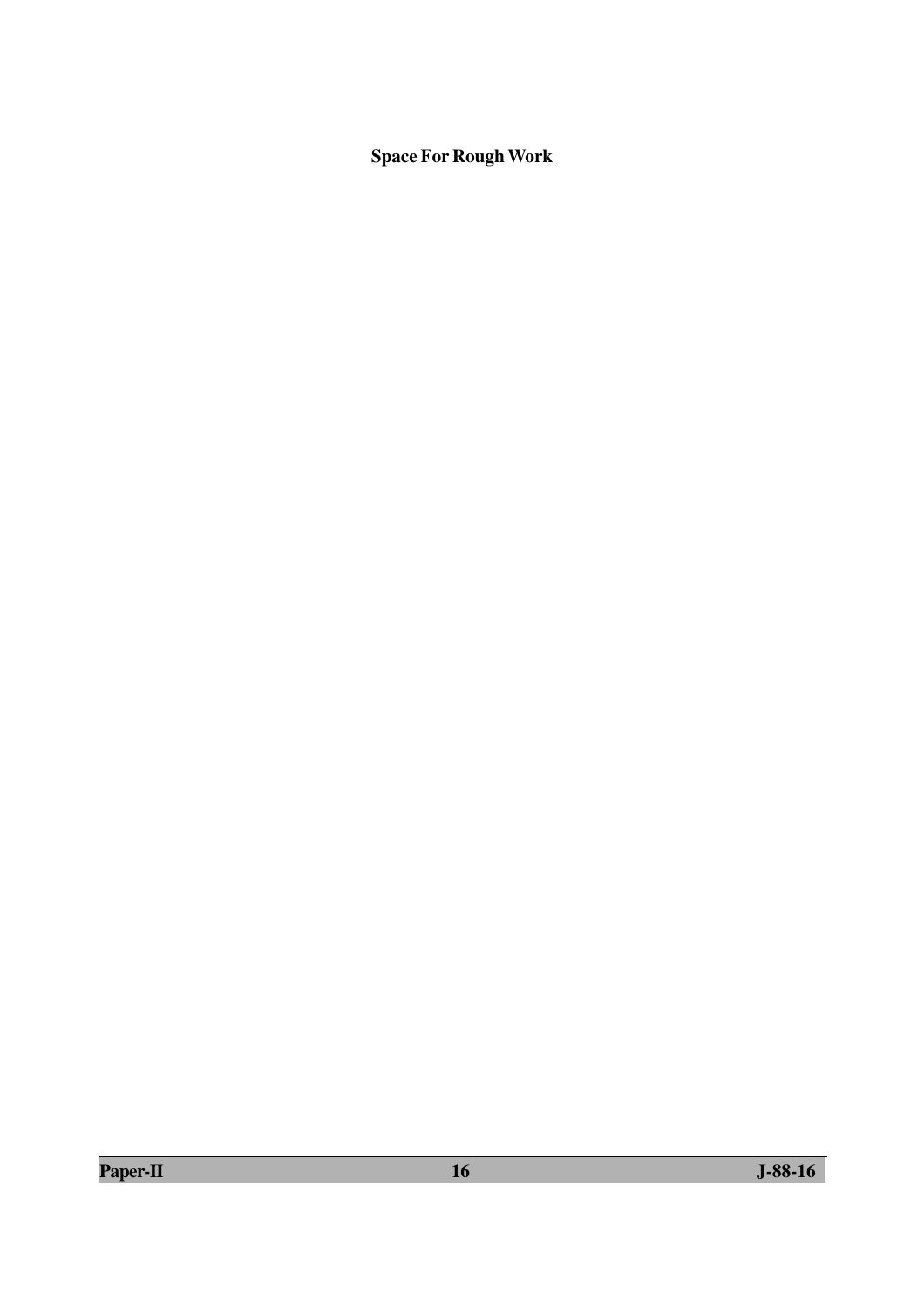**Space For Rough Work**